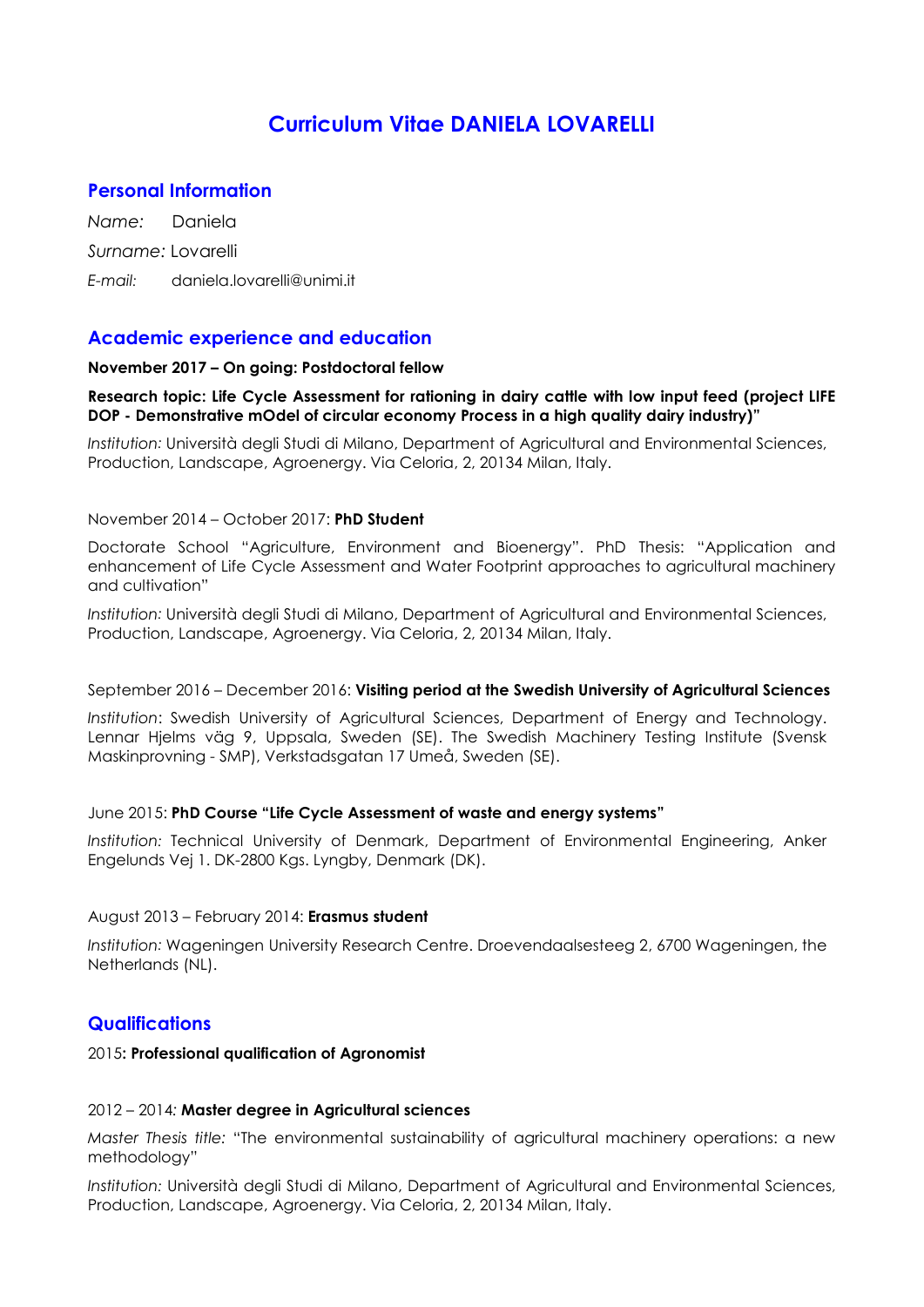# Curriculum Vitae DANIELA LOVARELLI

## Personal Information

*Name:* Daniela

*Surname:* Lovarelli

*E-mail:* daniela.lovarelli@unimi.it

## Academic experience and education

**November 2017 – On going: Postdoctoral fellow**

**Research topic: Life Cycle Assessment for rationing in dairy cattle with low input feed (project LIFE DOP - Demonstrative mOdel of circular economy Process in a high quality dairy industry)"**

*Institution:* Università degli Studi di Milano, Department of Agricultural and Environmental Sciences, Production, Landscape, Agroenergy. Via Celoria, 2, 20134 Milan, Italy.

November 2014 – October 2017: **PhD Student**

Doctorate School "Agriculture, Environment and Bioenergy". PhD Thesis: "Application and enhancement of Life Cycle Assessment and Water Footprint approaches to agricultural machinery and cultivation"

*Institution:* Università degli Studi di Milano, Department of Agricultural and Environmental Sciences, Production, Landscape, Agroenergy. Via Celoria, 2, 20134 Milan, Italy.

September 2016 – December 2016: **Visiting period at the Swedish University of Agricultural Sciences**

*Institution*: Swedish University of Agricultural Sciences, Department of Energy and Technology. Lennar Hjelms väg 9, Uppsala, Sweden (SE). The Swedish Machinery Testing Institute (Svensk Maskinprovning - SMP), Verkstadsgatan 17 Umeå, Sweden (SE).

June 2015: **PhD Course "Life Cycle Assessment of waste and energy systems"**

*Institution:* Technical University of Denmark, Department of Environmental Engineering, Anker Engelunds Vej 1. DK-2800 Kgs. Lyngby, Denmark (DK).

August 2013 – February 2014: **Erasmus student**

*Institution:* Wageningen University Research Centre. Droevendaalsesteeg 2, 6700 Wageningen, the Netherlands (NL).

## Qualifications

2015**: Professional qualification of Agronomist**

2012 – 2014*:* **Master degree in Agricultural sciences**

*Master Thesis title:* "The environmental sustainability of agricultural machinery operations: a new methodology"

*Institution:* Università degli Studi di Milano, Department of Agricultural and Environmental Sciences, Production, Landscape, Agroenergy. Via Celoria, 2, 20134 Milan, Italy.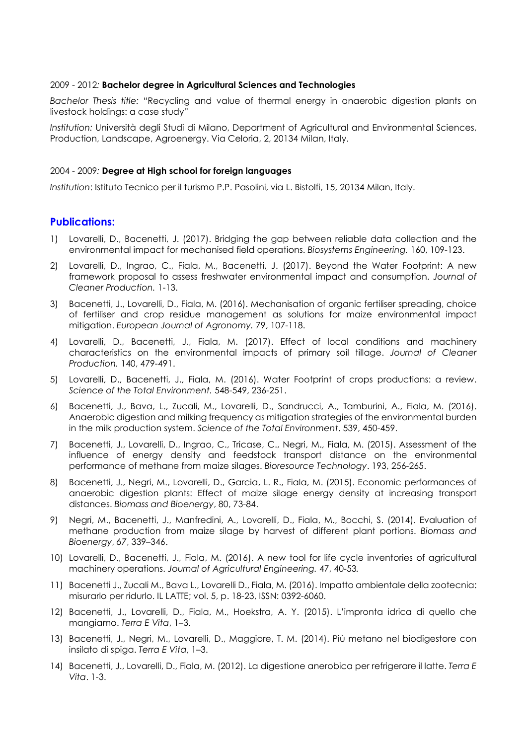2009 - 2012*:* **Bachelor degree in Agricultural Sciences and Technologies**

*Bachelor Thesis title:* "Recycling and value of thermal energy in anaerobic digestion plants on livestock holdings: a case study"

*Institution:* Università degli Studi di Milano, Department of Agricultural and Environmental Sciences, Production, Landscape, Agroenergy. Via Celoria, 2, 20134 Milan, Italy.

2004 - 2009*:* **Degree at High school for foreign languages**

*Institution*: Istituto Tecnico per il turismo P.P. Pasolini, via L. Bistolfi, 15, 20134 Milan, Italy.

## Publications:

1) Lovarelli, D., Bacenetti, J. (2017). Bridging the gap between reliable data collection and the environmental impact for mechanised field operations. *Biosystems Engineering.* 160, 109-123.
2) Lovarelli, D., Ingrao, C., Fiala, M., Bacenetti, J. (2017). Beyond the Water Footprint: A new framework proposal to assess freshwater environmental impact and consumption. *Journal of Cleaner Production.* 1-13.
3) Bacenetti, J., Lovarelli, D., Fiala, M. (2016). Mechanisation of organic fertiliser spreading, choice of fertiliser and crop residue management as solutions for maize environmental impact mitigation. *European Journal of Agronomy.* 79, 107-118.
4) Lovarelli, D., Bacenetti, J., Fiala, M. (2017). Effect of local conditions and machinery characteristics on the environmental impacts of primary soil tillage. *Journal of Cleaner Production.* 140, 479-491.
5) Lovarelli, D., Bacenetti, J., Fiala, M. (2016). Water Footprint of crops productions: a review. *Science of the Total Environment.* 548-549, 236-251.
6) Bacenetti, J., Bava, L., Zucali, M., Lovarelli, D., Sandrucci, A., Tamburini, A., Fiala, M. (2016). Anaerobic digestion and milking frequency as mitigation strategies of the environmental burden in the milk production system. *Science of the Total Environment*. 539, 450-459.
7) Bacenetti, J., Lovarelli, D., Ingrao, C., Tricase, C., Negri, M., Fiala, M. (2015). Assessment of the influence of energy density and feedstock transport distance on the environmental performance of methane from maize silages. *Bioresource Technology*. 193, 256-265.
8) Bacenetti, J., Negri, M., Lovarelli, D., Garcia, L. R., Fiala, M. (2015). Economic performances of anaerobic digestion plants: Effect of maize silage energy density at increasing transport distances. *Biomass and Bioenergy*, 80, 73-84.
9) Negri, M., Bacenetti, J., Manfredini, A., Lovarelli, D., Fiala, M., Bocchi, S. (2014). Evaluation of methane production from maize silage by harvest of different plant portions. *Biomass and Bioenergy*, *67*, 339–346.
10) Lovarelli, D., Bacenetti, J., Fiala, M. (2016). A new tool for life cycle inventories of agricultural machinery operations. *Journal of Agricultural Engineering.* 47, 40-53*.*
11) Bacenetti J., Zucali M., Bava L., Lovarelli D., Fiala, M. (2016). Impatto ambientale della zootecnia: misurarlo per ridurlo. IL LATTE; vol. 5, p. 18-23, ISSN: 0392-6060.
12) Bacenetti, J., Lovarelli, D., Fiala, M., Hoekstra, A. Y. (2015). L'impronta idrica di quello che mangiamo. *Terra E Vita*, 1–3.
13) Bacenetti, J., Negri, M., Lovarelli, D., Maggiore, T. M. (2014). Più metano nel biodigestore con insilato di spiga. *Terra E Vita*, 1–3.
14) Bacenetti, J., Lovarelli, D., Fiala, M. (2012). La digestione anerobica per refrigerare il latte. *Terra E Vita*. 1-3.